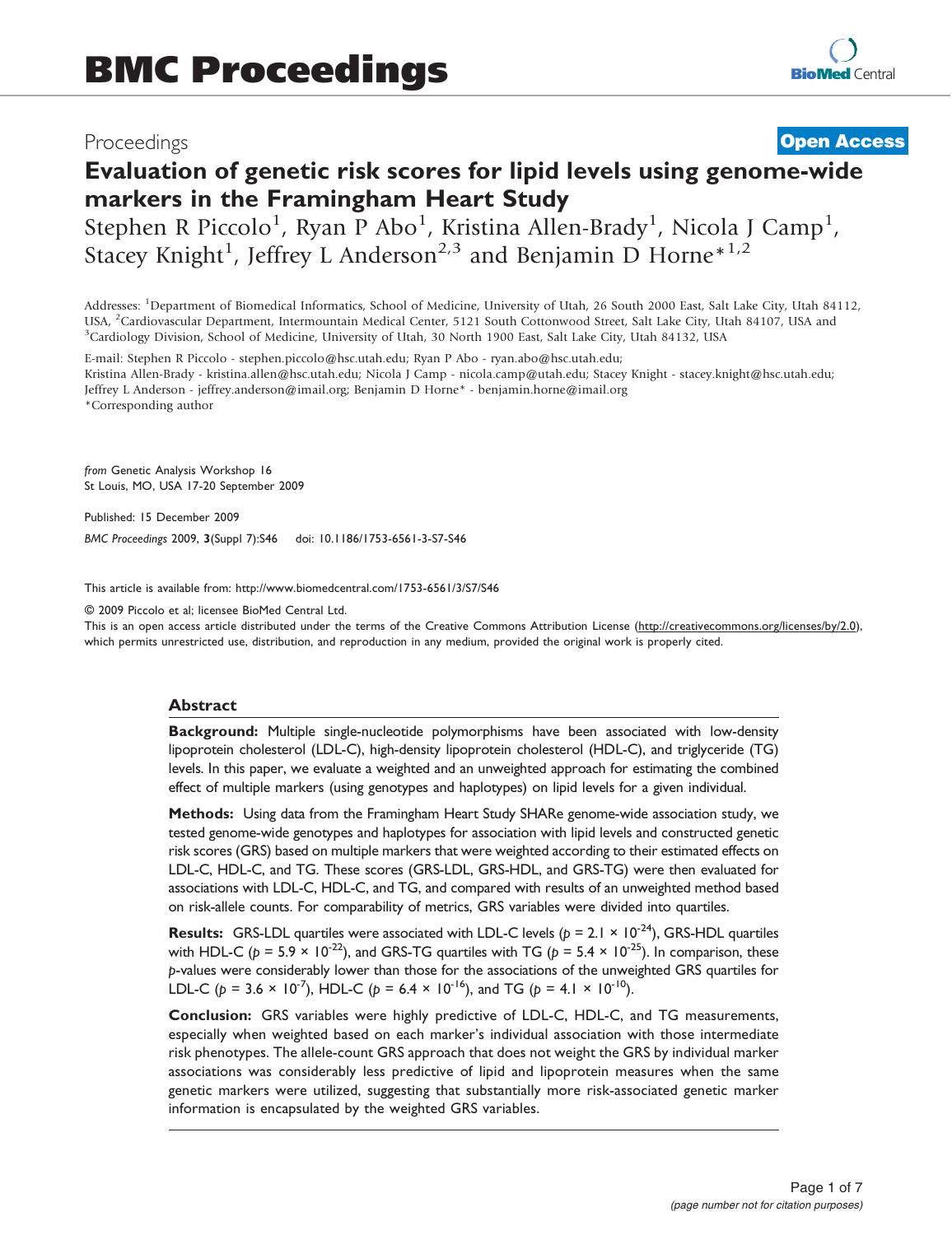# BMC Proceedings

Proceedings

**Open Access**

# Evaluation of genetic risk scores for lipid levels using genome-wide markers in the Framingham Heart Study

Stephen R Piccolo[1], Ryan P Abo[1], Kristina Allen-Brady[1], Nicola J Camp[1], Stacey Knight[1], Jeffrey L Anderson[2,3] and Benjamin D Horne*[1,2]

Addresses: [1]Department of Biomedical Informatics, School of Medicine, University of Utah, 26 South 2000 East, Salt Lake City, Utah 84112, USA, [2]Cardiovascular Department, Intermountain Medical Center, 5121 South Cottonwood Street, Salt Lake City, Utah 84107, USA and [3]Cardiology Division, School of Medicine, University of Utah, 30 North 1900 East, Salt Lake City, Utah 84132, USA

E-mail: Stephen R Piccolo - stephen.piccolo@hsc.utah.edu; Ryan P Abo - ryan.abo@hsc.utah.edu; Kristina Allen-Brady - kristina.allen@hsc.utah.edu; Nicola J Camp - nicola.camp@utah.edu; Stacey Knight - stacey.knight@hsc.utah.edu; Jeffrey L Anderson - jeffrey.anderson@imail.org; Benjamin D Horne* - benjamin.horne@imail.org

*Corresponding author

*from* Genetic Analysis Workshop 16
St Louis, MO, USA 17-20 September 2009

Published: 15 December 2009

*BMC Proceedings* 2009, **3**(Suppl 7):S46 doi: 10.1186/1753-6561-3-S7-S46

This article is available from: http://www.biomedcentral.com/1753-6561/3/S7/S46

© 2009 Piccolo et al; licensee BioMed Central Ltd.

This is an open access article distributed under the terms of the Creative Commons Attribution License (http://creativecommons.org/licenses/by/2.0), which permits unrestricted use, distribution, and reproduction in any medium, provided the original work is properly cited.

## Abstract

**Background:** Multiple single-nucleotide polymorphisms have been associated with low-density lipoprotein cholesterol (LDL-C), high-density lipoprotein cholesterol (HDL-C), and triglyceride (TG) levels. In this paper, we evaluate a weighted and an unweighted approach for estimating the combined effect of multiple markers (using genotypes and haplotypes) on lipid levels for a given individual.

**Methods:** Using data from the Framingham Heart Study SHARe genome-wide association study, we tested genome-wide genotypes and haplotypes for association with lipid levels and constructed genetic risk scores (GRS) based on multiple markers that were weighted according to their estimated effects on LDL-C, HDL-C, and TG. These scores (GRS-LDL, GRS-HDL, and GRS-TG) were then evaluated for associations with LDL-C, HDL-C, and TG, and compared with results of an unweighted method based on risk-allele counts. For comparability of metrics, GRS variables were divided into quartiles.

**Results:** GRS-LDL quartiles were associated with LDL-C levels ($p = 2.1 \times 10^{-24}$), GRS-HDL quartiles with HDL-C ($p = 5.9 \times 10^{-22}$), and GRS-TG quartiles with TG ($p = 5.4 \times 10^{-25}$). In comparison, these $p$-values were considerably lower than those for the associations of the unweighted GRS quartiles for LDL-C ($p = 3.6 \times 10^{-7}$), HDL-C ($p = 6.4 \times 10^{-16}$), and TG ($p = 4.1 \times 10^{-10}$).

**Conclusion:** GRS variables were highly predictive of LDL-C, HDL-C, and TG measurements, especially when weighted based on each marker's individual association with those intermediate risk phenotypes. The allele-count GRS approach that does not weight the GRS by individual marker associations was considerably less predictive of lipid and lipoprotein measures when the same genetic markers were utilized, suggesting that substantially more risk-associated genetic marker information is encapsulated by the weighted GRS variables.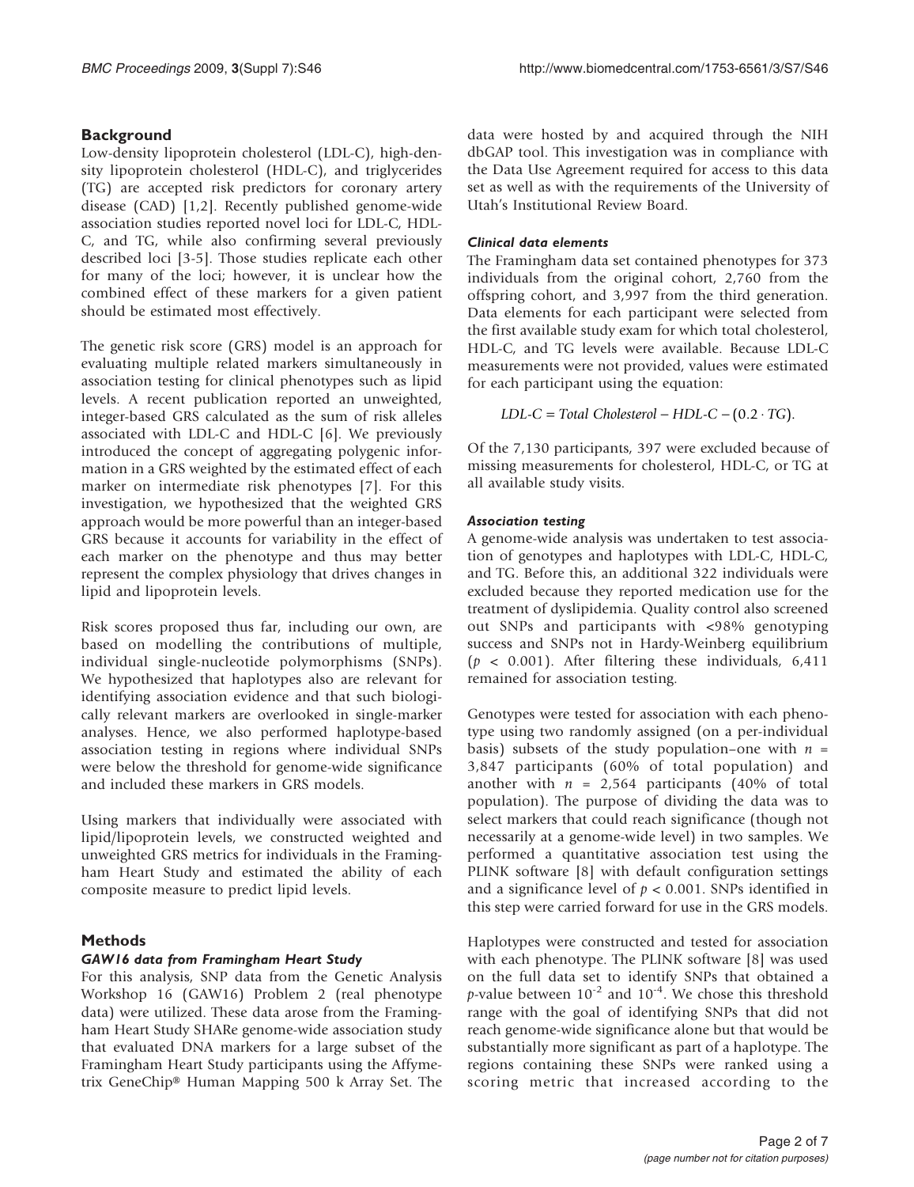## Background

Low-density lipoprotein cholesterol (LDL-C), high-density lipoprotein cholesterol (HDL-C), and triglycerides (TG) are accepted risk predictors for coronary artery disease (CAD) [1,2]. Recently published genome-wide association studies reported novel loci for LDL-C, HDL-C, and TG, while also confirming several previously described loci [3-5]. Those studies replicate each other for many of the loci; however, it is unclear how the combined effect of these markers for a given patient should be estimated most effectively.

The genetic risk score (GRS) model is an approach for evaluating multiple related markers simultaneously in association testing for clinical phenotypes such as lipid levels. A recent publication reported an unweighted, integer-based GRS calculated as the sum of risk alleles associated with LDL-C and HDL-C [6]. We previously introduced the concept of aggregating polygenic information in a GRS weighted by the estimated effect of each marker on intermediate risk phenotypes [7]. For this investigation, we hypothesized that the weighted GRS approach would be more powerful than an integer-based GRS because it accounts for variability in the effect of each marker on the phenotype and thus may better represent the complex physiology that drives changes in lipid and lipoprotein levels.

Risk scores proposed thus far, including our own, are based on modelling the contributions of multiple, individual single-nucleotide polymorphisms (SNPs). We hypothesized that haplotypes also are relevant for identifying association evidence and that such biologically relevant markers are overlooked in single-marker analyses. Hence, we also performed haplotype-based association testing in regions where individual SNPs were below the threshold for genome-wide significance and included these markers in GRS models.

Using markers that individually were associated with lipid/lipoprotein levels, we constructed weighted and unweighted GRS metrics for individuals in the Framingham Heart Study and estimated the ability of each composite measure to predict lipid levels.

## Methods

### *GAW16 data from Framingham Heart Study*

For this analysis, SNP data from the Genetic Analysis Workshop 16 (GAW16) Problem 2 (real phenotype data) were utilized. These data arose from the Framingham Heart Study SHARe genome-wide association study that evaluated DNA markers for a large subset of the Framingham Heart Study participants using the Affymetrix GeneChip® Human Mapping 500 k Array Set. The data were hosted by and acquired through the NIH dbGAP tool. This investigation was in compliance with the Data Use Agreement required for access to this data set as well as with the requirements of the University of Utah's Institutional Review Board.

### *Clinical data elements*

The Framingham data set contained phenotypes for 373 individuals from the original cohort, 2,760 from the offspring cohort, and 3,997 from the third generation. Data elements for each participant were selected from the first available study exam for which total cholesterol, HDL-C, and TG levels were available. Because LDL-C measurements were not provided, values were estimated for each participant using the equation:

$$LDL\text{-}C = Total\ Cholesterol - HDL\text{-}C - (0.2 \cdot TG).$$

Of the 7,130 participants, 397 were excluded because of missing measurements for cholesterol, HDL-C, or TG at all available study visits.

### *Association testing*

A genome-wide analysis was undertaken to test association of genotypes and haplotypes with LDL-C, HDL-C, and TG. Before this, an additional 322 individuals were excluded because they reported medication use for the treatment of dyslipidemia. Quality control also screened out SNPs and participants with <98% genotyping success and SNPs not in Hardy-Weinberg equilibrium ($p < 0.001$). After filtering these individuals, 6,411 remained for association testing.

Genotypes were tested for association with each phenotype using two randomly assigned (on a per-individual basis) subsets of the study population–one with $n$ = 3,847 participants (60% of total population) and another with $n$ = 2,564 participants (40% of total population). The purpose of dividing the data was to select markers that could reach significance (though not necessarily at a genome-wide level) in two samples. We performed a quantitative association test using the PLINK software [8] with default configuration settings and a significance level of $p < 0.001$. SNPs identified in this step were carried forward for use in the GRS models.

Haplotypes were constructed and tested for association with each phenotype. The PLINK software [8] was used on the full data set to identify SNPs that obtained a $p$-value between $10^{-2}$ and $10^{-4}$. We chose this threshold range with the goal of identifying SNPs that did not reach genome-wide significance alone but that would be substantially more significant as part of a haplotype. The regions containing these SNPs were ranked using a scoring metric that increased according to the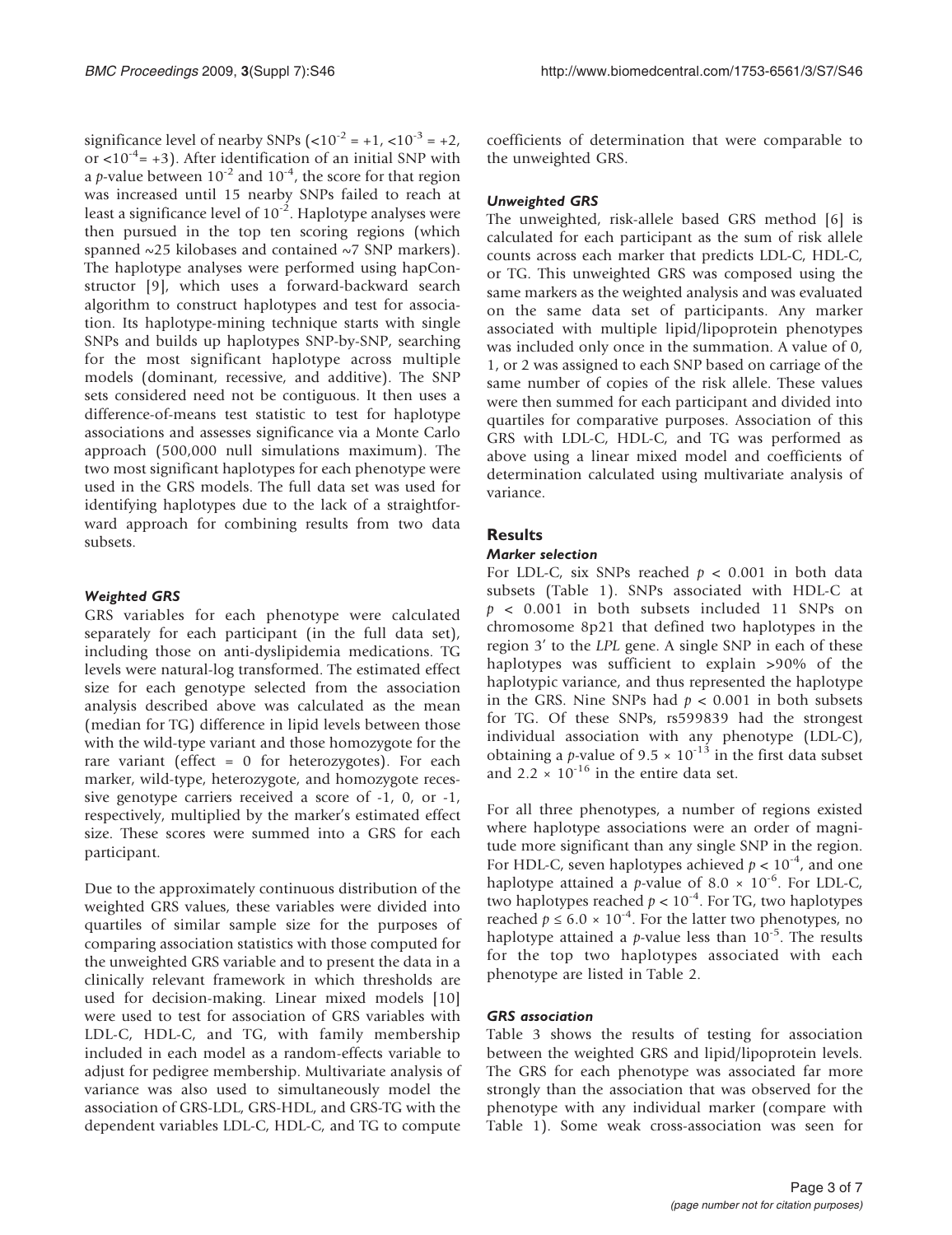significance level of nearby SNPs ($<10^{-2} = +1$, $<10^{-3} = +2$, or $<10^{-4} = +3$). After identification of an initial SNP with a *p*-value between $10^{-2}$ and $10^{-4}$, the score for that region was increased until 15 nearby SNPs failed to reach at least a significance level of $10^{-2}$. Haplotype analyses were then pursued in the top ten scoring regions (which spanned ~25 kilobases and contained ~7 SNP markers). The haplotype analyses were performed using hapConstructor [9], which uses a forward-backward search algorithm to construct haplotypes and test for association. Its haplotype-mining technique starts with single SNPs and builds up haplotypes SNP-by-SNP, searching for the most significant haplotype across multiple models (dominant, recessive, and additive). The SNP sets considered need not be contiguous. It then uses a difference-of-means test statistic to test for haplotype associations and assesses significance via a Monte Carlo approach (500,000 null simulations maximum). The two most significant haplotypes for each phenotype were used in the GRS models. The full data set was used for identifying haplotypes due to the lack of a straightforward approach for combining results from two data subsets.

### *Weighted GRS*

GRS variables for each phenotype were calculated separately for each participant (in the full data set), including those on anti-dyslipidemia medications. TG levels were natural-log transformed. The estimated effect size for each genotype selected from the association analysis described above was calculated as the mean (median for TG) difference in lipid levels between those with the wild-type variant and those homozygote for the rare variant (effect = 0 for heterozygotes). For each marker, wild-type, heterozygote, and homozygote recessive genotype carriers received a score of -1, 0, or -1, respectively, multiplied by the marker's estimated effect size. These scores were summed into a GRS for each participant.

Due to the approximately continuous distribution of the weighted GRS values, these variables were divided into quartiles of similar sample size for the purposes of comparing association statistics with those computed for the unweighted GRS variable and to present the data in a clinically relevant framework in which thresholds are used for decision-making. Linear mixed models [10] were used to test for association of GRS variables with LDL-C, HDL-C, and TG, with family membership included in each model as a random-effects variable to adjust for pedigree membership. Multivariate analysis of variance was also used to simultaneously model the association of GRS-LDL, GRS-HDL, and GRS-TG with the dependent variables LDL-C, HDL-C, and TG to compute coefficients of determination that were comparable to the unweighted GRS.

### *Unweighted GRS*

The unweighted, risk-allele based GRS method [6] is calculated for each participant as the sum of risk allele counts across each marker that predicts LDL-C, HDL-C, or TG. This unweighted GRS was composed using the same markers as the weighted analysis and was evaluated on the same data set of participants. Any marker associated with multiple lipid/lipoprotein phenotypes was included only once in the summation. A value of 0, 1, or 2 was assigned to each SNP based on carriage of the same number of copies of the risk allele. These values were then summed for each participant and divided into quartiles for comparative purposes. Association of this GRS with LDL-C, HDL-C, and TG was performed as above using a linear mixed model and coefficients of determination calculated using multivariate analysis of variance.

## Results

### *Marker selection*

For LDL-C, six SNPs reached $p < 0.001$ in both data subsets (Table 1). SNPs associated with HDL-C at $p < 0.001$ in both subsets included 11 SNPs on chromosome 8p21 that defined two haplotypes in the region 3' to the *LPL* gene. A single SNP in each of these haplotypes was sufficient to explain >90% of the haplotypic variance, and thus represented the haplotype in the GRS. Nine SNPs had $p < 0.001$ in both subsets for TG. Of these SNPs, rs599839 had the strongest individual association with any phenotype (LDL-C), obtaining a *p*-value of $9.5 \times 10^{-13}$ in the first data subset and $2.2 \times 10^{-16}$ in the entire data set.

For all three phenotypes, a number of regions existed where haplotype associations were an order of magnitude more significant than any single SNP in the region. For HDL-C, seven haplotypes achieved $p < 10^{-4}$, and one haplotype attained a *p*-value of $8.0 \times 10^{-6}$. For LDL-C, two haplotypes reached $p < 10^{-4}$. For TG, two haplotypes reached $p \leq 6.0 \times 10^{-4}$. For the latter two phenotypes, no haplotype attained a *p*-value less than $10^{-5}$. The results for the top two haplotypes associated with each phenotype are listed in Table 2.

### *GRS association*

Table 3 shows the results of testing for association between the weighted GRS and lipid/lipoprotein levels. The GRS for each phenotype was associated far more strongly than the association that was observed for the phenotype with any individual marker (compare with Table 1). Some weak cross-association was seen for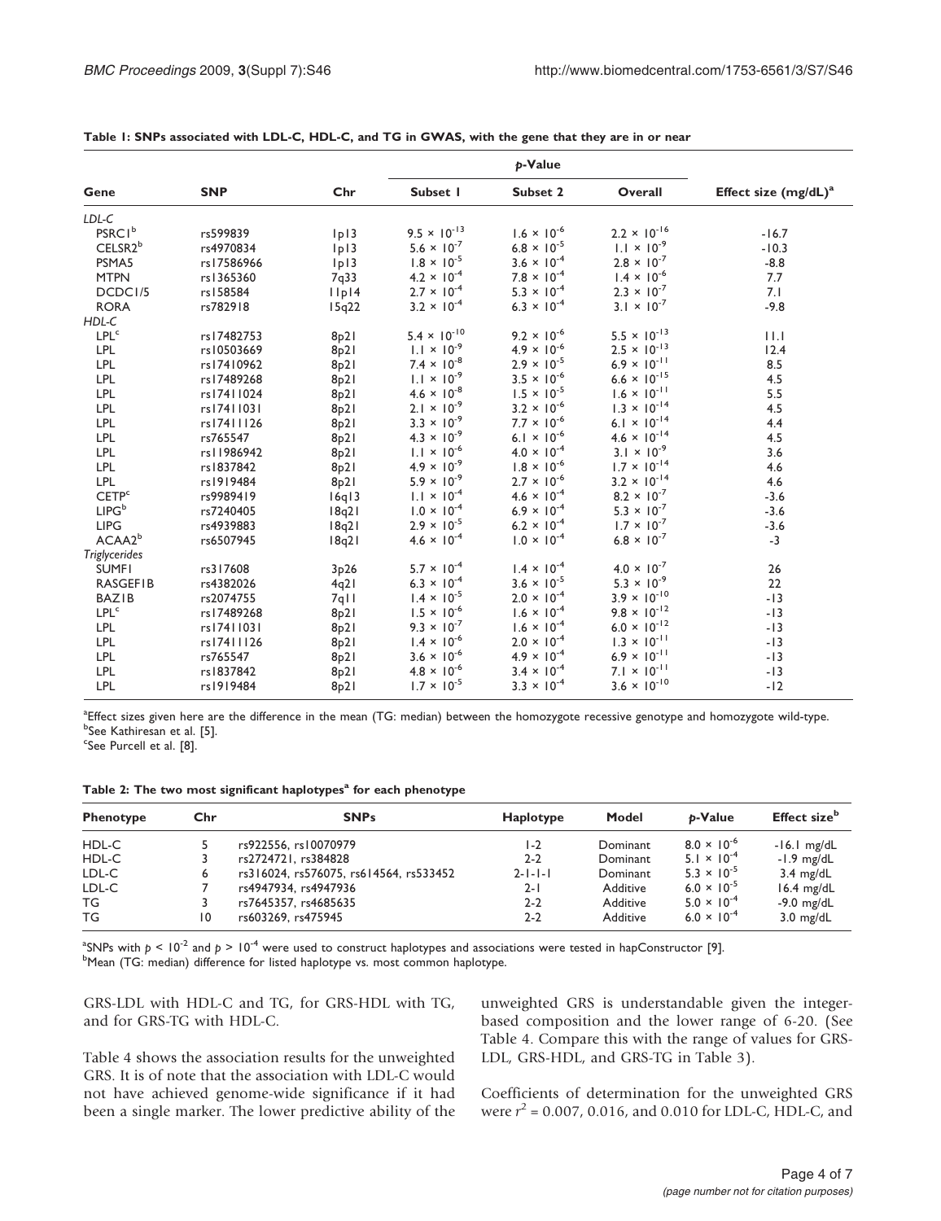**Table 1: SNPs associated with LDL-C, HDL-C, and TG in GWAS, with the gene that they are in or near**

| Gene | SNP | Chr | *p*-Value | | | Effect size (mg/dL)[a] |
|---|---|---|---|---|---|---|
| | | | Subset 1 | Subset 2 | Overall | |
| *LDL-C* | | | | | | |
| PSRC1[b] | rs599839 | 1p13 | $9.5 \times 10^{-13}$ | $1.6 \times 10^{-6}$ | $2.2 \times 10^{-16}$ | -16.7 |
| CELSR2[b] | rs4970834 | 1p13 | $5.6 \times 10^{-7}$ | $6.8 \times 10^{-5}$ | $1.1 \times 10^{-9}$ | -10.3 |
| PSMA5 | rs17586966 | 1p13 | $1.8 \times 10^{-5}$ | $3.6 \times 10^{-4}$ | $2.8 \times 10^{-7}$ | -8.8 |
| MTPN | rs1365360 | 7q33 | $4.2 \times 10^{-4}$ | $7.8 \times 10^{-4}$ | $1.4 \times 10^{-6}$ | 7.7 |
| DCDC1/5 | rs158584 | 11p14 | $2.7 \times 10^{-4}$ | $5.3 \times 10^{-4}$ | $2.3 \times 10^{-7}$ | 7.1 |
| RORA | rs782918 | 15q22 | $3.2 \times 10^{-4}$ | $6.3 \times 10^{-4}$ | $3.1 \times 10^{-7}$ | -9.8 |
| *HDL-C* | | | | | | |
| LPL[c] | rs17482753 | 8p21 | $5.4 \times 10^{-10}$ | $9.2 \times 10^{-6}$ | $5.5 \times 10^{-13}$ | 11.1 |
| LPL | rs10503669 | 8p21 | $1.1 \times 10^{-9}$ | $4.9 \times 10^{-6}$ | $2.5 \times 10^{-13}$ | 12.4 |
| LPL | rs17410962 | 8p21 | $7.4 \times 10^{-8}$ | $2.9 \times 10^{-5}$ | $6.9 \times 10^{-11}$ | 8.5 |
| LPL | rs17489268 | 8p21 | $1.1 \times 10^{-9}$ | $3.5 \times 10^{-6}$ | $6.6 \times 10^{-15}$ | 4.5 |
| LPL | rs17411024 | 8p21 | $4.6 \times 10^{-8}$ | $1.5 \times 10^{-5}$ | $1.6 \times 10^{-11}$ | 5.5 |
| LPL | rs17411031 | 8p21 | $2.1 \times 10^{-9}$ | $3.2 \times 10^{-6}$ | $1.3 \times 10^{-14}$ | 4.5 |
| LPL | rs17411126 | 8p21 | $3.3 \times 10^{-9}$ | $7.7 \times 10^{-6}$ | $6.1 \times 10^{-14}$ | 4.4 |
| LPL | rs765547 | 8p21 | $4.3 \times 10^{-9}$ | $6.1 \times 10^{-6}$ | $4.6 \times 10^{-14}$ | 4.5 |
| LPL | rs11986942 | 8p21 | $1.1 \times 10^{-6}$ | $4.0 \times 10^{-4}$ | $3.1 \times 10^{-9}$ | 3.6 |
| LPL | rs1837842 | 8p21 | $4.9 \times 10^{-9}$ | $1.8 \times 10^{-6}$ | $1.7 \times 10^{-14}$ | 4.6 |
| LPL | rs1919484 | 8p21 | $5.9 \times 10^{-9}$ | $2.7 \times 10^{-6}$ | $3.2 \times 10^{-14}$ | 4.6 |
| CETP[c] | rs9989419 | 16q13 | $1.1 \times 10^{-4}$ | $4.6 \times 10^{-4}$ | $8.2 \times 10^{-7}$ | -3.6 |
| LIPG[b] | rs7240405 | 18q21 | $1.0 \times 10^{-4}$ | $6.9 \times 10^{-4}$ | $5.3 \times 10^{-7}$ | -3.6 |
| LIPG | rs4939883 | 18q21 | $2.9 \times 10^{-5}$ | $6.2 \times 10^{-4}$ | $1.7 \times 10^{-7}$ | -3.6 |
| ACAA2[b] | rs6507945 | 18q21 | $4.6 \times 10^{-4}$ | $1.0 \times 10^{-4}$ | $6.8 \times 10^{-7}$ | -3 |
| *Triglycerides* | | | | | | |
| SUMF1 | rs317608 | 3p26 | $5.7 \times 10^{-4}$ | $1.4 \times 10^{-4}$ | $4.0 \times 10^{-7}$ | 26 |
| RASGEF1B | rs4382026 | 4q21 | $6.3 \times 10^{-4}$ | $3.6 \times 10^{-5}$ | $5.3 \times 10^{-9}$ | 22 |
| BAZ1B | rs2074755 | 7q11 | $1.4 \times 10^{-5}$ | $2.0 \times 10^{-4}$ | $3.9 \times 10^{-10}$ | -13 |
| LPL[c] | rs17489268 | 8p21 | $1.5 \times 10^{-6}$ | $1.6 \times 10^{-4}$ | $9.8 \times 10^{-12}$ | -13 |
| LPL | rs17411031 | 8p21 | $9.3 \times 10^{-7}$ | $1.6 \times 10^{-4}$ | $6.0 \times 10^{-12}$ | -13 |
| LPL | rs17411126 | 8p21 | $1.4 \times 10^{-6}$ | $2.0 \times 10^{-4}$ | $1.3 \times 10^{-11}$ | -13 |
| LPL | rs765547 | 8p21 | $3.6 \times 10^{-6}$ | $4.9 \times 10^{-4}$ | $6.9 \times 10^{-11}$ | -13 |
| LPL | rs1837842 | 8p21 | $4.8 \times 10^{-6}$ | $3.4 \times 10^{-4}$ | $7.1 \times 10^{-11}$ | -13 |
| LPL | rs1919484 | 8p21 | $1.7 \times 10^{-5}$ | $3.3 \times 10^{-4}$ | $3.6 \times 10^{-10}$ | -12 |

[a]Effect sizes given here are the difference in the mean (TG: median) between the homozygote recessive genotype and homozygote wild-type.
[b]See Kathiresan et al. [5].
[c]See Purcell et al. [8].

**Table 2: The two most significant haplotypes[a] for each phenotype**

| Phenotype | Chr | SNPs | Haplotype | Model | *p*-Value | Effect size[b] |
|---|---|---|---|---|---|---|
| HDL-C | 5 | rs922556, rs10070979 | 1-2 | Dominant | $8.0 \times 10^{-6}$ | -16.1 mg/dL |
| HDL-C | 3 | rs2724721, rs384828 | 2-2 | Dominant | $5.1 \times 10^{-4}$ | -1.9 mg/dL |
| LDL-C | 6 | rs316024, rs576075, rs614564, rs533452 | 2-1-1-1 | Dominant | $5.3 \times 10^{-5}$ | 3.4 mg/dL |
| LDL-C | 7 | rs4947934, rs4947936 | 2-1 | Additive | $6.0 \times 10^{-5}$ | 16.4 mg/dL |
| TG | 3 | rs7645357, rs4685635 | 2-2 | Additive | $5.0 \times 10^{-4}$ | -9.0 mg/dL |
| TG | 10 | rs603269, rs475945 | 2-2 | Additive | $6.0 \times 10^{-4}$ | 3.0 mg/dL |

[a]SNPs with $p < 10^{-2}$ and $p > 10^{-4}$ were used to construct haplotypes and associations were tested in hapConstructor [9].
[b]Mean (TG: median) difference for listed haplotype vs. most common haplotype.

GRS-LDL with HDL-C and TG, for GRS-HDL with TG, and for GRS-TG with HDL-C.

Table 4 shows the association results for the unweighted GRS. It is of note that the association with LDL-C would not have achieved genome-wide significance if it had been a single marker. The lower predictive ability of the unweighted GRS is understandable given the integer-based composition and the lower range of 6-20. (See Table 4. Compare this with the range of values for GRS-LDL, GRS-HDL, and GRS-TG in Table 3).

Coefficients of determination for the unweighted GRS were $r^2 = 0.007$, 0.016, and 0.010 for LDL-C, HDL-C, and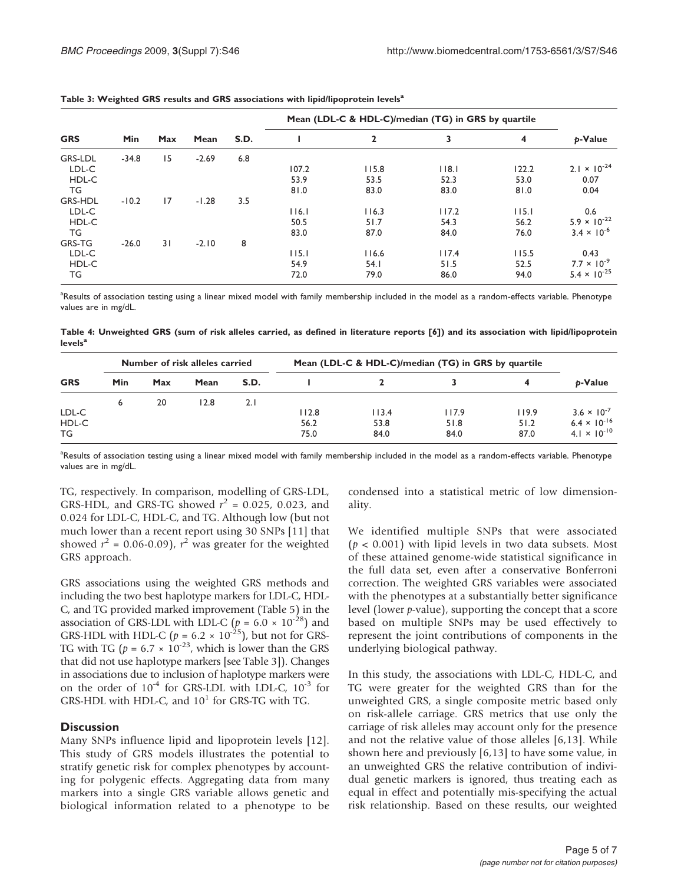**Table 3: Weighted GRS results and GRS associations with lipid/lipoprotein levels[a]**

| GRS | Min | Max | Mean | S.D. | Mean (LDL-C & HDL-C)/median (TG) in GRS by quartile | | | | p-Value |
|---|---|---|---|---|---|---|---|---|---|
| | | | | | 1 | 2 | 3 | 4 | |
| GRS-LDL | -34.8 | 15 | -2.69 | 6.8 | | | | | |
| LDL-C | | | | | 107.2 | 115.8 | 118.1 | 122.2 | $2.1 \times 10^{-24}$ |
| HDL-C | | | | | 53.9 | 53.5 | 52.3 | 53.0 | 0.07 |
| TG | | | | | 81.0 | 83.0 | 83.0 | 81.0 | 0.04 |
| GRS-HDL | -10.2 | 17 | -1.28 | 3.5 | | | | | |
| LDL-C | | | | | 116.1 | 116.3 | 117.2 | 115.1 | 0.6 |
| HDL-C | | | | | 50.5 | 51.7 | 54.3 | 56.2 | $5.9 \times 10^{-22}$ |
| TG | | | | | 83.0 | 87.0 | 84.0 | 76.0 | $3.4 \times 10^{-6}$ |
| GRS-TG | -26.0 | 31 | -2.10 | 8 | | | | | |
| LDL-C | | | | | 115.1 | 116.6 | 117.4 | 115.5 | 0.43 |
| HDL-C | | | | | 54.9 | 54.1 | 51.5 | 52.5 | $7.7 \times 10^{-9}$ |
| TG | | | | | 72.0 | 79.0 | 86.0 | 94.0 | $5.4 \times 10^{-25}$ |

[a]Results of association testing using a linear mixed model with family membership included in the model as a random-effects variable. Phenotype values are in mg/dL.

**Table 4: Unweighted GRS (sum of risk alleles carried, as defined in literature reports [6]) and its association with lipid/lipoprotein levels[a]**

| GRS | Number of risk alleles carried | | | | Mean (LDL-C & HDL-C)/median (TG) in GRS by quartile | | | | p-Value |
|---|---|---|---|---|---|---|---|---|---|
| | Min | Max | Mean | S.D. | 1 | 2 | 3 | 4 | |
| | 6 | 20 | 12.8 | 2.1 | | | | | |
| LDL-C | | | | | 112.8 | 113.4 | 117.9 | 119.9 | $3.6 \times 10^{-7}$ |
| HDL-C | | | | | 56.2 | 53.8 | 51.8 | 51.2 | $6.4 \times 10^{-16}$ |
| TG | | | | | 75.0 | 84.0 | 84.0 | 87.0 | $4.1 \times 10^{-10}$ |

[a]Results of association testing using a linear mixed model with family membership included in the model as a random-effects variable. Phenotype values are in mg/dL.

TG, respectively. In comparison, modelling of GRS-LDL, GRS-HDL, and GRS-TG showed $r^2$ = 0.025, 0.023, and 0.024 for LDL-C, HDL-C, and TG. Although low (but not much lower than a recent report using 30 SNPs [11] that showed $r^2$ = 0.06-0.09), $r^2$ was greater for the weighted GRS approach.

GRS associations using the weighted GRS methods and including the two best haplotype markers for LDL-C, HDL-C, and TG provided marked improvement (Table 5) in the association of GRS-LDL with LDL-C ($p = 6.0 \times 10^{-28}$) and GRS-HDL with HDL-C ($p = 6.2 \times 10^{-25}$), but not for GRS-TG with TG ($p = 6.7 \times 10^{-23}$, which is lower than the GRS that did not use haplotype markers [see Table 3]). Changes in associations due to inclusion of haplotype markers were on the order of $10^{-4}$ for GRS-LDL with LDL-C, $10^{-3}$ for GRS-HDL with HDL-C, and $10^{1}$ for GRS-TG with TG.

## Discussion

Many SNPs influence lipid and lipoprotein levels [12]. This study of GRS models illustrates the potential to stratify genetic risk for complex phenotypes by accounting for polygenic effects. Aggregating data from many markers into a single GRS variable allows genetic and biological information related to a phenotype to be condensed into a statistical metric of low dimensionality.

We identified multiple SNPs that were associated ($p < 0.001$) with lipid levels in two data subsets. Most of these attained genome-wide statistical significance in the full data set, even after a conservative Bonferroni correction. The weighted GRS variables were associated with the phenotypes at a substantially better significance level (lower *p*-value), supporting the concept that a score based on multiple SNPs may be used effectively to represent the joint contributions of components in the underlying biological pathway.

In this study, the associations with LDL-C, HDL-C, and TG were greater for the weighted GRS than for the unweighted GRS, a single composite metric based only on risk-allele carriage. GRS metrics that use only the carriage of risk alleles may account only for the presence and not the relative value of those alleles [6,13]. While shown here and previously [6,13] to have some value, in an unweighted GRS the relative contribution of individual genetic markers is ignored, thus treating each as equal in effect and potentially mis-specifying the actual risk relationship. Based on these results, our weighted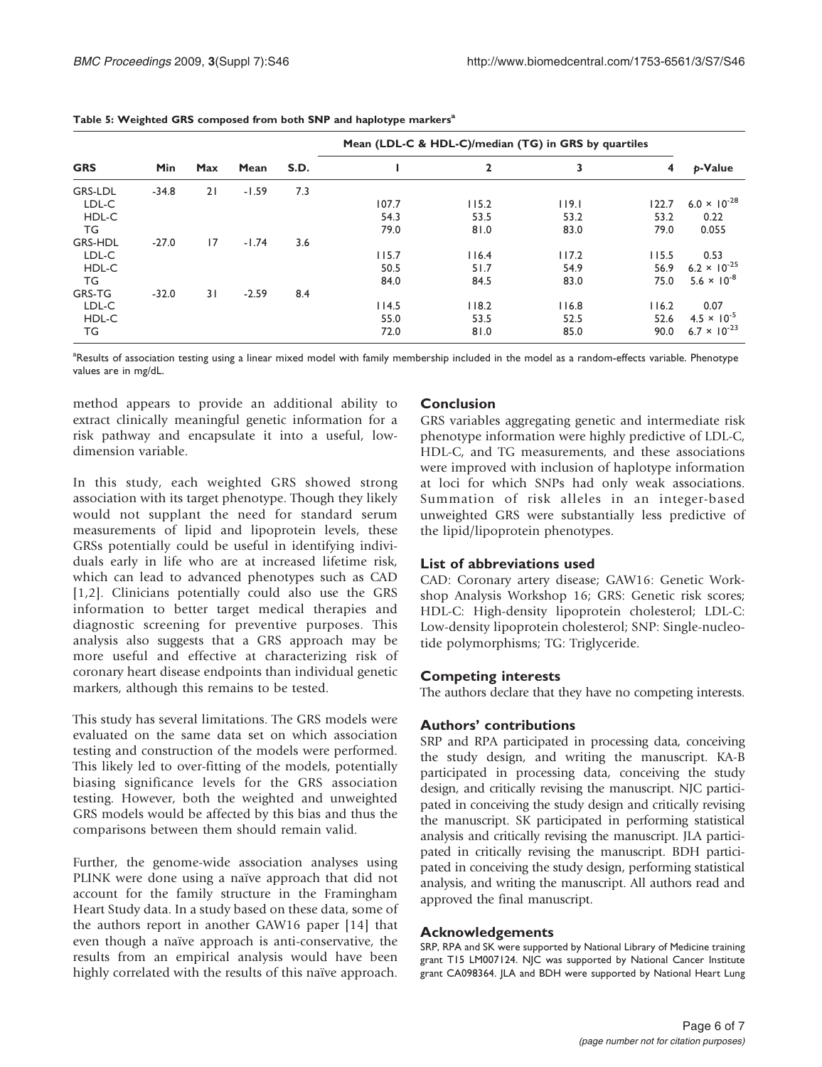**Table 5: Weighted GRS composed from both SNP and haplotype markers[a]**

| GRS | Min | Max | Mean | S.D. | Mean (LDL-C & HDL-C)/median (TG) in GRS by quartiles | | | | *p*-Value |
|---|---|---|---|---|---|---|---|---|---|
| | | | | | 1 | 2 | 3 | 4 | |
| GRS-LDL | -34.8 | 21 | -1.59 | 7.3 | | | | | |
| LDL-C | | | | | 107.7 | 115.2 | 119.1 | 122.7 | $6.0 \times 10^{-28}$ |
| HDL-C | | | | | 54.3 | 53.5 | 53.2 | 53.2 | 0.22 |
| TG | | | | | 79.0 | 81.0 | 83.0 | 79.0 | 0.055 |
| GRS-HDL | -27.0 | 17 | -1.74 | 3.6 | | | | | |
| LDL-C | | | | | 115.7 | 116.4 | 117.2 | 115.5 | 0.53 |
| HDL-C | | | | | 50.5 | 51.7 | 54.9 | 56.9 | $6.2 \times 10^{-25}$ |
| TG | | | | | 84.0 | 84.5 | 83.0 | 75.0 | $5.6 \times 10^{-8}$ |
| GRS-TG | -32.0 | 31 | -2.59 | 8.4 | | | | | |
| LDL-C | | | | | 114.5 | 118.2 | 116.8 | 116.2 | 0.07 |
| HDL-C | | | | | 55.0 | 53.5 | 52.5 | 52.6 | $4.5 \times 10^{-5}$ |
| TG | | | | | 72.0 | 81.0 | 85.0 | 90.0 | $6.7 \times 10^{-23}$ |

[a]Results of association testing using a linear mixed model with family membership included in the model as a random-effects variable. Phenotype values are in mg/dL.

method appears to provide an additional ability to extract clinically meaningful genetic information for a risk pathway and encapsulate it into a useful, low-dimension variable.

In this study, each weighted GRS showed strong association with its target phenotype. Though they likely would not supplant the need for standard serum measurements of lipid and lipoprotein levels, these GRSs potentially could be useful in identifying individuals early in life who are at increased lifetime risk, which can lead to advanced phenotypes such as CAD [1,2]. Clinicians potentially could also use the GRS information to better target medical therapies and diagnostic screening for preventive purposes. This analysis also suggests that a GRS approach may be more useful and effective at characterizing risk of coronary heart disease endpoints than individual genetic markers, although this remains to be tested.

This study has several limitations. The GRS models were evaluated on the same data set on which association testing and construction of the models were performed. This likely led to over-fitting of the models, potentially biasing significance levels for the GRS association testing. However, both the weighted and unweighted GRS models would be affected by this bias and thus the comparisons between them should remain valid.

Further, the genome-wide association analyses using PLINK were done using a naïve approach that did not account for the family structure in the Framingham Heart Study data. In a study based on these data, some of the authors report in another GAW16 paper [14] that even though a naïve approach is anti-conservative, the results from an empirical analysis would have been highly correlated with the results of this naïve approach.

## Conclusion

GRS variables aggregating genetic and intermediate risk phenotype information were highly predictive of LDL-C, HDL-C, and TG measurements, and these associations were improved with inclusion of haplotype information at loci for which SNPs had only weak associations. Summation of risk alleles in an integer-based unweighted GRS were substantially less predictive of the lipid/lipoprotein phenotypes.

## List of abbreviations used

CAD: Coronary artery disease; GAW16: Genetic Workshop Analysis Workshop 16; GRS: Genetic risk scores; HDL-C: High-density lipoprotein cholesterol; LDL-C: Low-density lipoprotein cholesterol; SNP: Single-nucleotide polymorphisms; TG: Triglyceride.

## Competing interests

The authors declare that they have no competing interests.

## Authors' contributions

SRP and RPA participated in processing data, conceiving the study design, and writing the manuscript. KA-B participated in processing data, conceiving the study design, and critically revising the manuscript. NJC participated in conceiving the study design and critically revising the manuscript. SK participated in performing statistical analysis and critically revising the manuscript. JLA participated in critically revising the manuscript. BDH participated in conceiving the study design, performing statistical analysis, and writing the manuscript. All authors read and approved the final manuscript.

## Acknowledgements

SRP, RPA and SK were supported by National Library of Medicine training grant T15 LM007124. NJC was supported by National Cancer Institute grant CA098364. JLA and BDH were supported by National Heart Lung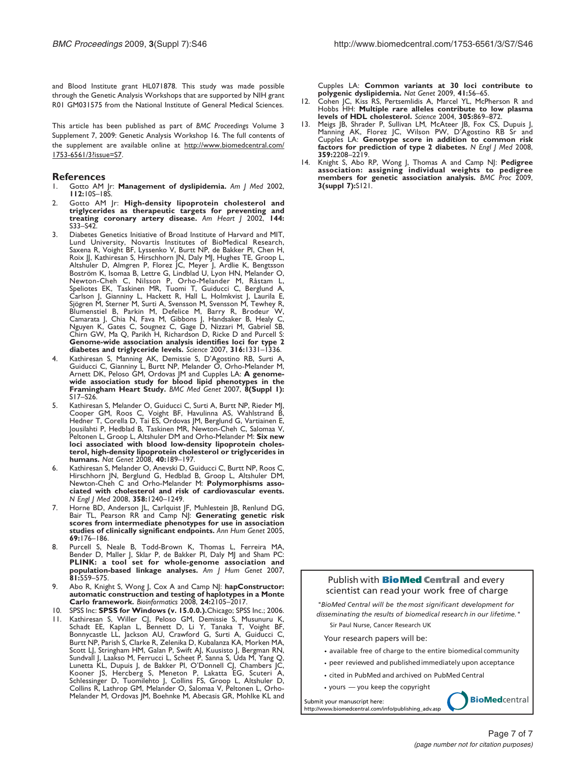and Blood Institute grant HL071878. This study was made possible through the Genetic Analysis Workshops that are supported by NIH grant R01 GM031575 from the National Institute of General Medical Sciences.

This article has been published as part of *BMC Proceedings* Volume 3 Supplement 7, 2009: Genetic Analysis Workshop 16. The full contents of the supplement are available online at http://www.biomedcentral.com/1753-6561/3?issue=S7.

## References

1. Gotto AM Jr: **Management of dyslipidemia.** *Am J Med* 2002, **112:**10S–18S.
2. Gotto AM Jr: **High-density lipoprotein cholesterol and triglycerides as therapeutic targets for preventing and treating coronary artery disease.** *Am Heart J* 2002, **144:** S33–S42.
3. Diabetes Genetics Initiative of Broad Institute of Harvard and MIT, Lund University, Novartis Institutes of BioMedical Research, Saxena R, Voight BF, Lyssenko V, Burtt NP, de Bakker PI, Chen H, Roix JJ, Kathiresan S, Hirschhorn JN, Daly MJ, Hughes TE, Groop L, Altshuler D, Almgren P, Florez JC, Meyer J, Ardlie K, Bengtsson Boström K, Isomaa B, Lettre G, Lindblad U, Lyon HN, Melander O, Newton-Cheh C, Nilsson P, Orho-Melander M, Råstam L, Speliotes EK, Taskinen MR, Tuomi T, Guiducci C, Berglund A, Carlson J, Gianniny L, Hackett R, Hall L, Holmkvist J, Laurila E, Sjögren M, Sterner M, Surti A, Svensson M, Svensson M, Tewhey R, Blumenstiel B, Parkin M, Defelice M, Barry R, Brodeur W, Camarata J, Chia N, Fava M, Gibbons J, Handsaker B, Healy C, Nguyen K, Gates C, Sougnez C, Gage D, Nizzari M, Gabriel SB, Chirn GW, Ma Q, Parikh H, Richardson D, Ricke D and Purcell S: **Genome-wide association analysis identifies loci for type 2 diabetes and triglyceride levels.** *Science* 2007, **316:**1331–1336.
4. Kathiresan S, Manning AK, Demissie S, D'Agostino RB, Surti A, Guiducci C, Gianniny L, Burtt NP, Melander O, Orho-Melander M, Arnett DK, Peloso GM, Ordovas JM and Cupples LA: **A genome-wide association study for blood lipid phenotypes in the Framingham Heart Study.** *BMC Med Genet* 2007, **8(Suppl 1):** S17–S26.
5. Kathiresan S, Melander O, Guiducci C, Surti A, Burtt NP, Rieder MJ, Cooper GM, Roos C, Voight BF, Havulinna AS, Wahlstrand B, Hedner T, Corella D, Tai ES, Ordovas JM, Berglund G, Vartiainen E, Jousilahti P, Hedblad B, Taskinen MR, Newton-Cheh C, Salomaa V, Peltonen L, Groop L, Altshuler DM and Orho-Melander M: **Six new loci associated with blood low-density lipoprotein cholesterol, high-density lipoprotein cholesterol or triglycerides in humans.** *Nat Genet* 2008, **40:**189–197.
6. Kathiresan S, Melander O, Anevski D, Guiducci C, Burtt NP, Roos C, Hirschhorn JN, Berglund G, Hedblad B, Groop L, Altshuler DM, Newton-Cheh C and Orho-Melander M: **Polymorphisms associated with cholesterol and risk of cardiovascular events.** *N Engl J Med* 2008, **358:**1240–1249.
7. Horne BD, Anderson JL, Carlquist JF, Muhlestein JB, Renlund DG, Bair TL, Pearson RR and Camp NJ: **Generating genetic risk scores from intermediate phenotypes for use in association studies of clinically significant endpoints.** *Ann Hum Genet* 2005, **69:**176–186.
8. Purcell S, Neale B, Todd-Brown K, Thomas L, Ferreira MA, Bender D, Maller J, Sklar P, de Bakker PI, Daly MJ and Sham PC: **PLINK: a tool set for whole-genome association and population-based linkage analyses.** *Am J Hum Genet* 2007, **81:**559–575.
9. Abo R, Knight S, Wong J, Cox A and Camp NJ: **hapConstructor: automatic construction and testing of haplotypes in a Monte Carlo framework.** *Bioinformatics* 2008, **24:**2105–2017.
10. SPSS Inc: **SPSS for Windows (v. 15.0.0.).**Chicago; SPSS Inc.; 2006.
11. Kathiresan S, Willer CJ, Peloso GM, Demissie S, Musunuru K, Schadt EE, Kaplan L, Bennett D, Li Y, Tanaka T, Voight BF, Bonnycastle LL, Jackson AU, Crawford G, Surti A, Guiducci C, Burtt NP, Parish S, Clarke R, Zelenika D, Kubalanza KA, Morken MA, Scott LJ, Stringham HM, Galan P, Swift AJ, Kuusisto J, Bergman RN, Sundvall J, Laakso M, Ferrucci L, Scheet P, Sanna S, Uda M, Yang Q, Lunetta KL, Dupuis J, de Bakker PI, O'Donnell CJ, Chambers JC, Kooner JS, Hercberg S, Meneton P, Lakatta EG, Scuteri A, Schlessinger D, Tuomilehto J, Collins FS, Groop L, Altshuler D, Collins R, Lathrop GM, Melander O, Salomaa V, Peltonen L, Orho-Melander M, Ordovas JM, Boehnke M, Abecasis GR, Mohlke KL and Cupples LA: **Common variants at 30 loci contribute to polygenic dyslipidemia.** *Nat Genet* 2009, **41:**56–65.
12. Cohen JC, Kiss RS, Pertsemlidis A, Marcel YL, McPherson R and Hobbs HH: **Multiple rare alleles contribute to low plasma levels of HDL cholesterol.** *Science* 2004, **305:**869–872.
13. Meigs JB, Shrader P, Sullivan LM, McAteer JB, Fox CS, Dupuis J, Manning AK, Florez JC, Wilson PW, D'Agostino RB Sr and Cupples LA: **Genotype score in addition to common risk factors for prediction of type 2 diabetes.** *N Engl J Med* 2008, **359:**2208–2219.
14. Knight S, Abo RP, Wong J, Thomas A and Camp NJ: **Pedigree association: assigning individual weights to pedigree members for genetic association analysis.** *BMC Proc* 2009, **3(suppl 7):**S121.

Publish with **BioMed Central** and every scientist can read your work free of charge

*"BioMed Central will be the most significant development for disseminating the results of biomedical research in our lifetime."*

Sir Paul Nurse, Cancer Research UK

Your research papers will be:

- available free of charge to the entire biomedical community
- peer reviewed and published immediately upon acceptance
- cited in PubMed and archived on PubMed Central
- yours — you keep the copyright

Submit your manuscript here:
http://www.biomedcentral.com/info/publishing_adv.asp

BioMedcentral